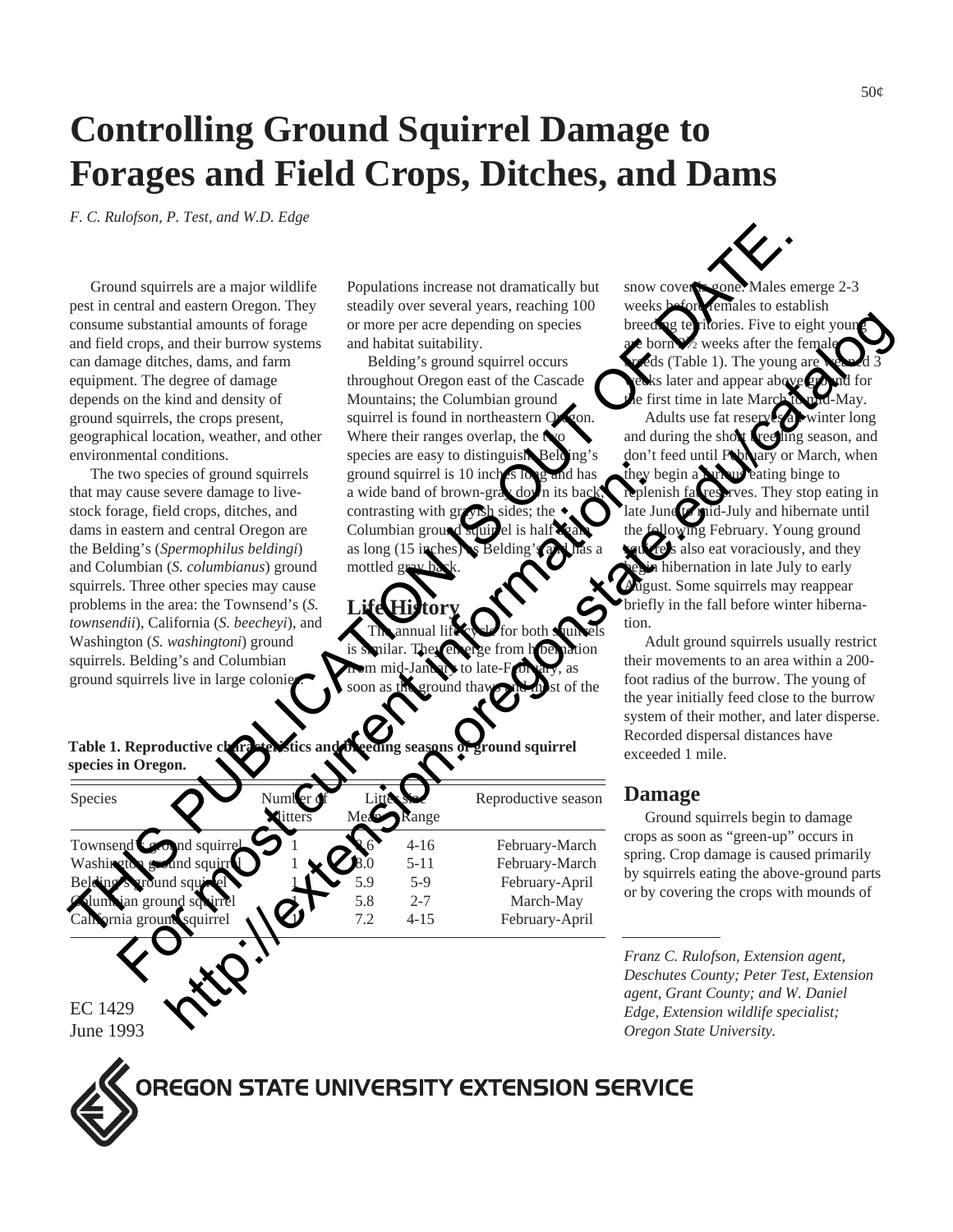50¢

# Controlling Ground Squirrel Damage to Forages and Field Crops, Ditches, and Dams

*F. C. Rulofson, P. Test, and W.D. Edge*

THIS PUBLICATION IS OUT OF DATE.
For most current information:
http://extension.oregonstate.edu/catalog

Ground squirrels are a major wildlife pest in central and eastern Oregon. They consume substantial amounts of forage and field crops, and their burrow systems can damage ditches, dams, and farm equipment. The degree of damage depends on the kind and density of ground squirrels, the crops present, geographical location, weather, and other environmental conditions.

The two species of ground squirrels that may cause severe damage to livestock forage, field crops, ditches, and dams in eastern and central Oregon are the Belding's (*Spermophilus beldingi*) and Columbian (*S. columbianus*) ground squirrels. Three other species may cause problems in the area: the Townsend's (*S. townsendii*), California (*S. beecheyi*), and Washington (*S. washingtoni*) ground squirrels. Belding's and Columbian ground squirrels live in large colonies. Populations increase not dramatically but steadily over several years, reaching 100 or more per acre depending on species and habitat suitability.

Belding's ground squirrel occurs throughout Oregon east of the Cascade Mountains; the Columbian ground squirrel is found in northeastern Oregon. Where their ranges overlap, the two species are easy to distinguish. Belding's ground squirrel is 10 inches long and has a wide band of brown-gray down its back, contrasting with grayish sides; the Columbian ground squirrel is half again as long (15 inches) as Belding's and has a mottled gray back.

## Life History

The annual life cycle for both squirrels is similar. They emerge from hibernation from mid-January to late-February, as soon as the ground thaws and most of the snow cover is gone. Males emerge 2-3 weeks before females to establish breeding territories. Five to eight young are born 3½ weeks after the female breeds (Table 1). The young are weaned 3 weeks later and appear above ground for the first time in late March to mid-May.

Adults use fat reserves all winter long and during the short breeding season, and don't feed until February or March, when they begin a furious eating binge to replenish fat reserves. They stop eating in late June to mid-July and hibernate until the following February. Young ground squirrels also eat voraciously, and they begin hibernation in late July to early August. Some squirrels may reappear briefly in the fall before winter hibernation.

Adult ground squirrels usually restrict their movements to an area within a 200-foot radius of the burrow. The young of the year initially feed close to the burrow system of their mother, and later disperse. Recorded dispersal distances have exceeded 1 mile.

**Table 1. Reproductive characteristics and breeding seasons of ground squirrel species in Oregon.**

| Species | Number of litters | Litter size | | Reproductive season |
|---|---|---|---|---|
| | | Mean | Range | |
| Townsend's ground squirrel | 1 | 8.6 | 4-16 | February-March |
| Washington ground squirrel | 1 | 8.0 | 5-11 | February-March |
| Belding's ground squirrel | 1 | 5.9 | 5-9 | February-April |
| Columbian ground squirrel | 1 | 5.8 | 2-7 | March-May |
| California ground squirrel | 1 | 7.2 | 4-15 | February-April |

## Damage

Ground squirrels begin to damage crops as soon as "green-up" occurs in spring. Crop damage is caused primarily by squirrels eating the above-ground parts or by covering the crops with mounds of

*Franz C. Rulofson, Extension agent, Deschutes County; Peter Test, Extension agent, Grant County; and W. Daniel Edge, Extension wildlife specialist; Oregon State University.*

EC 1429
June 1993

OREGON STATE UNIVERSITY EXTENSION SERVICE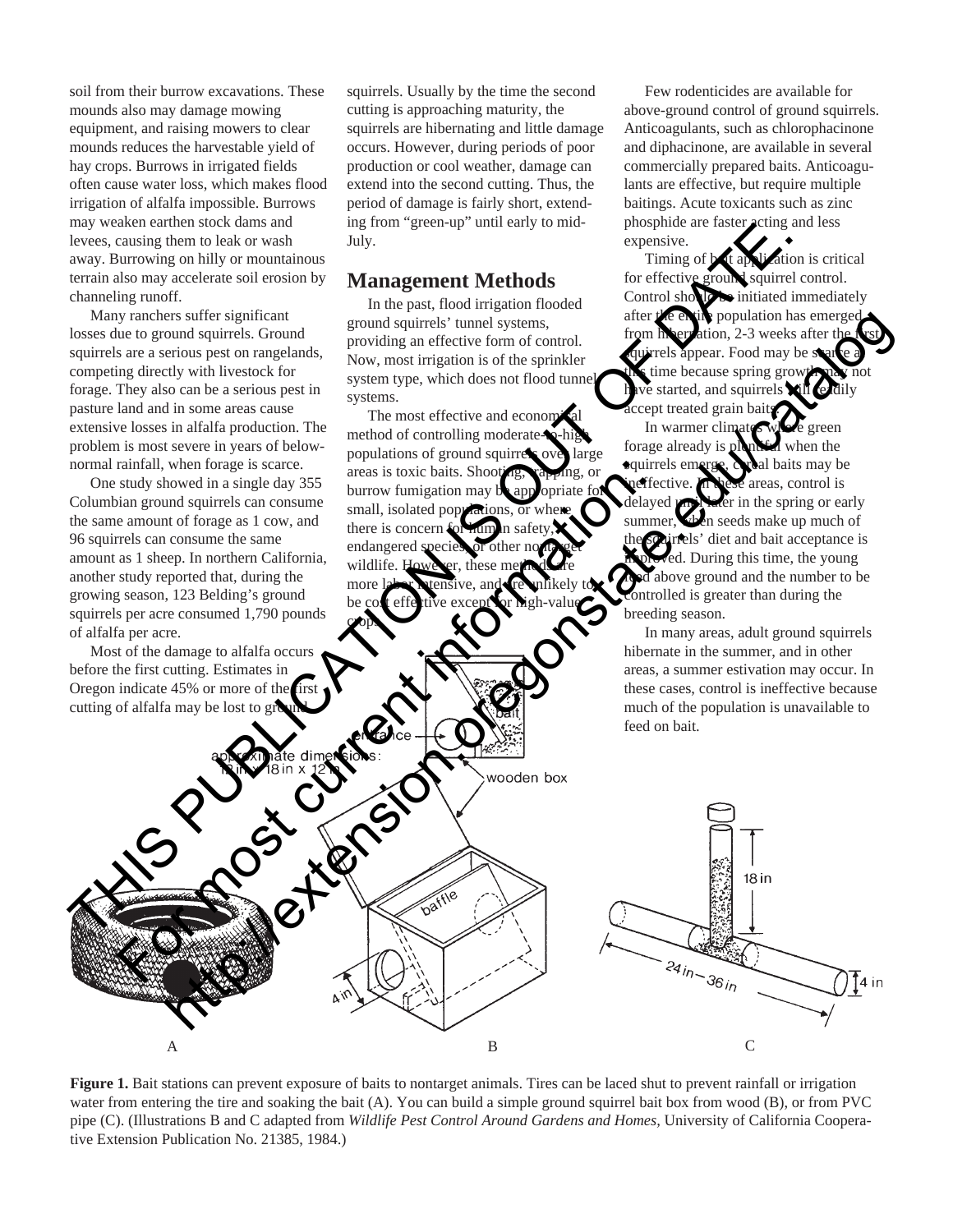soil from their burrow excavations. These mounds also may damage mowing equipment, and raising mowers to clear mounds reduces the harvestable yield of hay crops. Burrows in irrigated fields often cause water loss, which makes flood irrigation of alfalfa impossible. Burrows may weaken earthen stock dams and levees, causing them to leak or wash away. Burrowing on hilly or mountainous terrain also may accelerate soil erosion by channeling runoff.

Many ranchers suffer significant losses due to ground squirrels. Ground squirrels are a serious pest on rangelands, competing directly with livestock for forage. They also can be a serious pest in pasture land and in some areas cause extensive losses in alfalfa production. The problem is most severe in years of below-normal rainfall, when forage is scarce.

One study showed in a single day 355 Columbian ground squirrels can consume the same amount of forage as 1 cow, and 96 squirrels can consume the same amount as 1 sheep. In northern California, another study reported that, during the growing season, 123 Belding's ground squirrels per acre consumed 1,790 pounds of alfalfa per acre.

Most of the damage to alfalfa occurs before the first cutting. Estimates in Oregon indicate 45% or more of the first cutting of alfalfa may be lost to ground squirrels. Usually by the time the second cutting is approaching maturity, the squirrels are hibernating and little damage occurs. However, during periods of poor production or cool weather, damage can extend into the second cutting. Thus, the period of damage is fairly short, extending from "green-up" until early to mid-July.

## Management Methods

In the past, flood irrigation flooded ground squirrels' tunnel systems, providing an effective form of control. Now, most irrigation is of the sprinkler system type, which does not flood tunnel systems.

The most effective and economical method of controlling moderate-to-high populations of ground squirrels over large areas is toxic baits. Shooting, trapping, or burrow fumigation may be appropriate for small, isolated populations, or where there is concern for human safety, endangered species, or other nontarget wildlife. However, these methods are more labor intensive, and are unlikely to be cost effective except for high-value crops.

Few rodenticides are available for above-ground control of ground squirrels. Anticoagulants, such as chlorophacinone and diphacinone, are available in several commercially prepared baits. Anticoagulants are effective, but require multiple baitings. Acute toxicants such as zinc phosphide are faster acting and less expensive.

Timing of bait application is critical for effective ground squirrel control. Control should be initiated immediately after the entire population has emerged from hibernation, 2-3 weeks after the first squirrels appear. Food may be scarce at this time because spring growth may not have started, and squirrels will readily accept treated grain baits.

In warmer climates where green forage already is plentiful when the squirrels emerge, cereal baits may be ineffective. In these areas, control is delayed until later in the spring or early summer, when seeds make up much of the squirrels' diet and bait acceptance is improved. During this time, the young feed above ground and the number to be controlled is greater than during the breeding season.

In many areas, adult ground squirrels hibernate in the summer, and in other areas, a summer estivation may occur. In these cases, control is ineffective because much of the population is unavailable to feed on bait.

**Figure 1.** Bait stations can prevent exposure of baits to nontarget animals. Tires can be laced shut to prevent rainfall or irrigation water from entering the tire and soaking the bait (A). You can build a simple ground squirrel bait box from wood (B), or from PVC pipe (C). (Illustrations B and C adapted from *Wildlife Pest Control Around Gardens and Homes*, University of California Cooperative Extension Publication No. 21385, 1984.)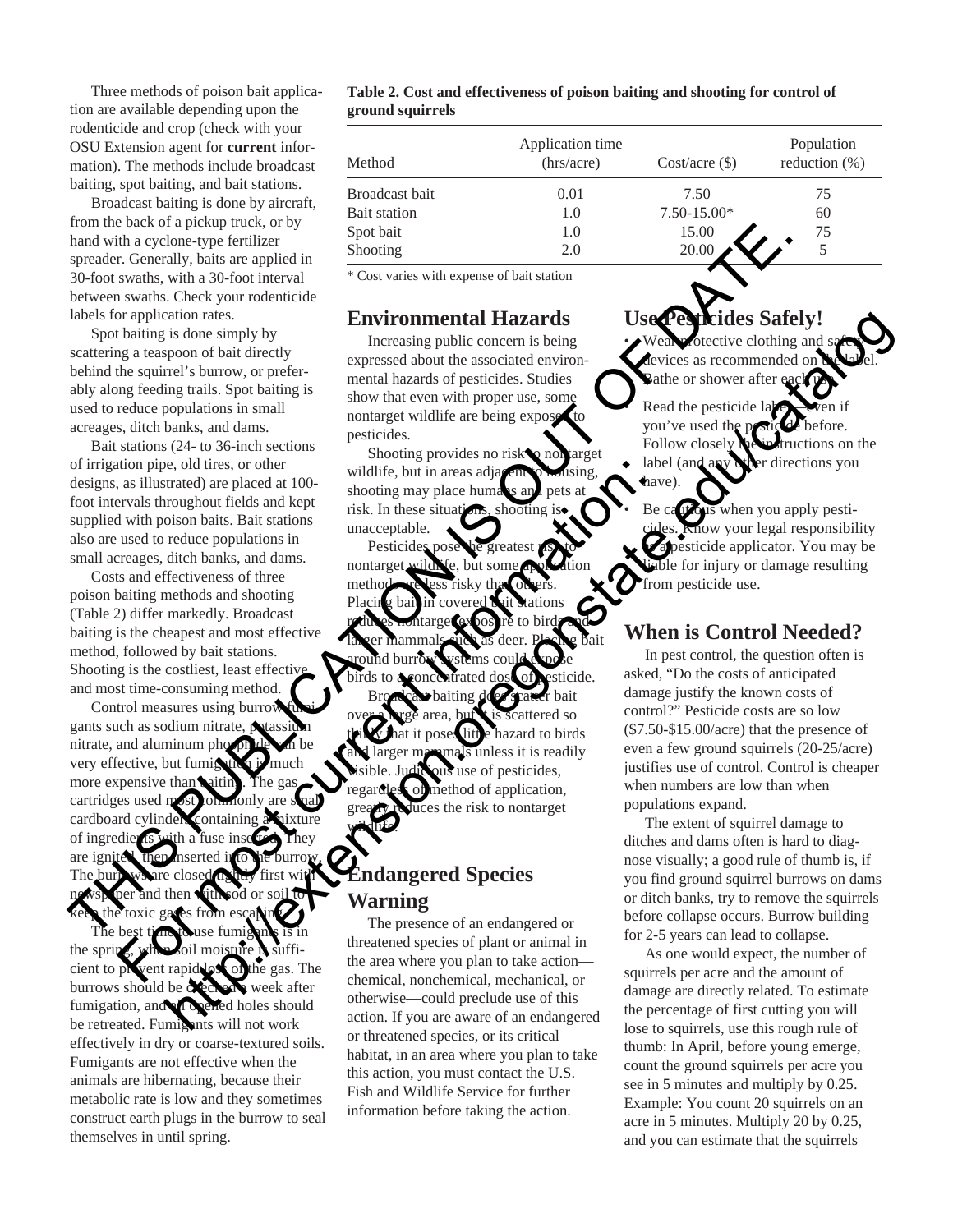Three methods of poison bait application are available depending upon the rodenticide and crop (check with your OSU Extension agent for **current** information). The methods include broadcast baiting, spot baiting, and bait stations.

Broadcast baiting is done by aircraft, from the back of a pickup truck, or by hand with a cyclone-type fertilizer spreader. Generally, baits are applied in 30-foot swaths, with a 30-foot interval between swaths. Check your rodenticide labels for application rates.

Spot baiting is done simply by scattering a teaspoon of bait directly behind the squirrel's burrow, or preferably along feeding trails. Spot baiting is used to reduce populations in small acreages, ditch banks, and dams.

Bait stations (24- to 36-inch sections of irrigation pipe, old tires, or other designs, as illustrated) are placed at 100-foot intervals throughout fields and kept supplied with poison baits. Bait stations also are used to reduce populations in small acreages, ditch banks, and dams.

Costs and effectiveness of three poison baiting methods and shooting (Table 2) differ markedly. Broadcast baiting is the cheapest and most effective method, followed by bait stations. Shooting is the costliest, least effective, and most time-consuming method.

Control measures using burrow fumigants such as sodium nitrate, potassium nitrate, and aluminum phosphide can be very effective, but fumigation is much more expensive than baiting. The gas cartridges used most commonly are small cardboard cylinders containing a mixture of ingredients with a fuse inserted. They are ignited, then inserted into the burrow. The burrows are closed tightly, first with newspaper and then with sod or soil to keep the toxic gases from escaping.

The best time to use fumigants is in the spring, when soil moisture is sufficient to prevent rapid loss of the gas. The burrows should be checked a week after fumigation, and all opened holes should be retreated. Fumigants will not work effectively in dry or coarse-textured soils. Fumigants are not effective when the animals are hibernating, because their metabolic rate is low and they sometimes construct earth plugs in the burrow to seal themselves in until spring.

**Table 2. Cost and effectiveness of poison baiting and shooting for control of ground squirrels**

| Method | Application time (hrs/acre) | Cost/acre ($) | Population reduction (%) |
|---|---|---|---|
| Broadcast bait | 0.01 | 7.50 | 75 |
| Bait station | 1.0 | 7.50-15.00* | 60 |
| Spot bait | 1.0 | 15.00 | 75 |
| Shooting | 2.0 | 20.00 | 5 |

\* Cost varies with expense of bait station

## Environmental Hazards

Increasing public concern is being expressed about the associated environmental hazards of pesticides. Studies show that even with proper use, some nontarget wildlife are being exposed to pesticides.

Shooting provides no risk to nontarget wildlife, but in areas adjacent to housing, shooting may place humans and pets at risk. In these situations, shooting is unacceptable.

Pesticides pose the greatest risk to nontarget wildlife, but some application methods are less risky than others. Placing bait in covered bait stations reduces nontarget exposure to birds and larger mammals such as deer. Placing bait around burrow systems could expose birds to a concentrated dose of pesticide.

Broadcast baiting does scatter bait over a large area, but it is scattered so thinly that it poses little hazard to birds and larger mammals unless it is readily visible. Judicious use of pesticides, regardless of method of application, greatly reduces the risk to nontarget wildlife.

## Endangered Species Warning

The presence of an endangered or threatened species of plant or animal in the area where you plan to take action—chemical, nonchemical, mechanical, or otherwise—could preclude use of this action. If you are aware of an endangered or threatened species, or its critical habitat, in an area where you plan to take this action, you must contact the U.S. Fish and Wildlife Service for further information before taking the action.

## Use Pesticides Safely!

- Wear protective clothing and safety devices as recommended on the label. Bathe or shower after each use.
- Read the pesticide label—even if you've used the pesticide before. Follow closely the instructions on the label (and any other directions you have).
- Be cautious when you apply pesticides. Know your legal responsibility as a pesticide applicator. You may be liable for injury or damage resulting from pesticide use.

## When is Control Needed?

In pest control, the question often is asked, "Do the costs of anticipated damage justify the known costs of control?" Pesticide costs are so low ($7.50-$15.00/acre) that the presence of even a few ground squirrels (20-25/acre) justifies use of control. Control is cheaper when numbers are low than when populations expand.

The extent of squirrel damage to ditches and dams often is hard to diagnose visually; a good rule of thumb is, if you find ground squirrel burrows on dams or ditch banks, try to remove the squirrels before collapse occurs. Burrow building for 2-5 years can lead to collapse.

As one would expect, the number of squirrels per acre and the amount of damage are directly related. To estimate the percentage of first cutting you will lose to squirrels, use this rough rule of thumb: In April, before young emerge, count the ground squirrels per acre you see in 5 minutes and multiply by 0.25. Example: You count 20 squirrels on an acre in 5 minutes. Multiply 20 by 0.25, and you can estimate that the squirrels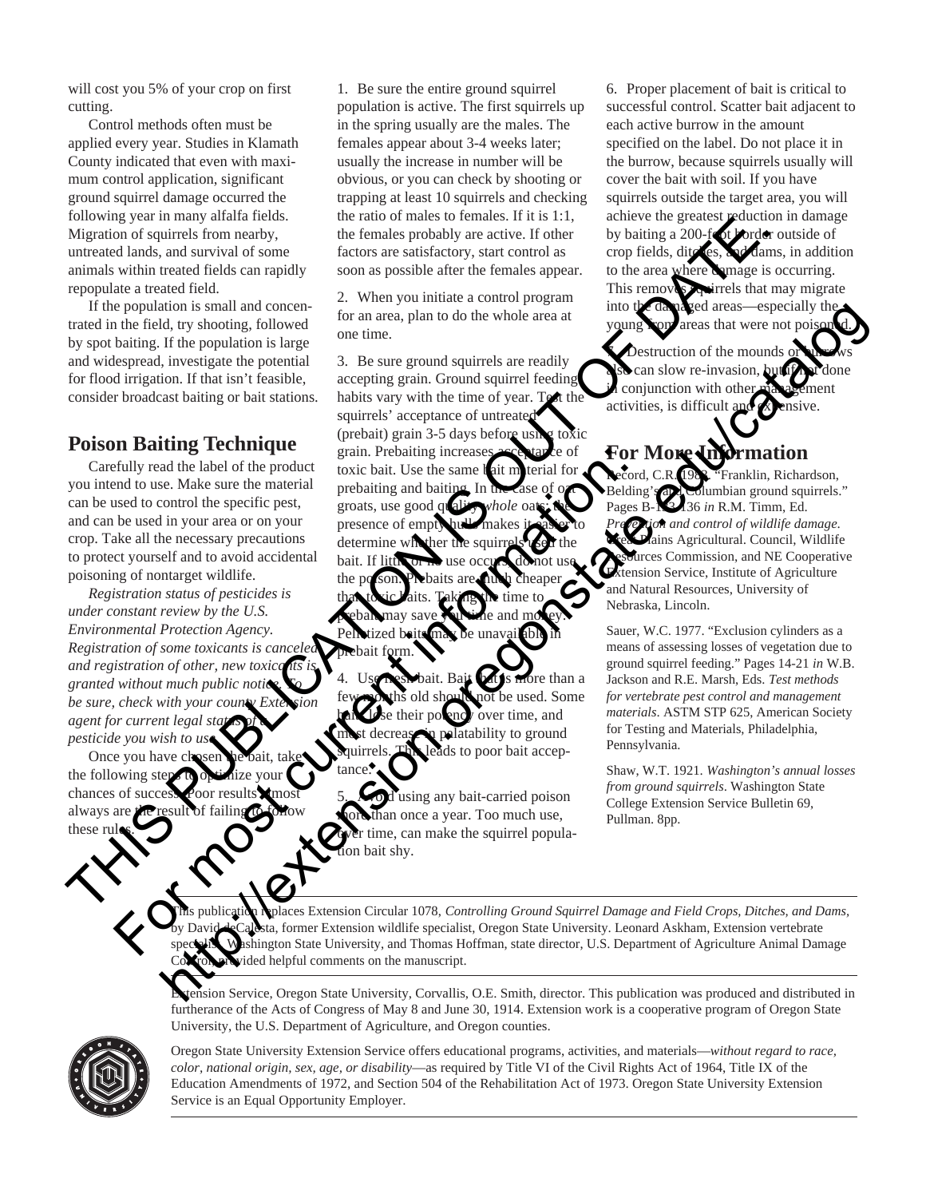THIS PUBLICATION IS OUT OF DATE. For most current information: http://extension.oregonstate.edu/catalog

will cost you 5% of your crop on first cutting.

Control methods often must be applied every year. Studies in Klamath County indicated that even with maximum control application, significant ground squirrel damage occurred the following year in many alfalfa fields. Migration of squirrels from nearby, untreated lands, and survival of some animals within treated fields can rapidly repopulate a treated field.

If the population is small and concentrated in the field, try shooting, followed by spot baiting. If the population is large and widespread, investigate the potential for flood irrigation. If that isn't feasible, consider broadcast baiting or bait stations.

## Poison Baiting Technique

Carefully read the label of the product you intend to use. Make sure the material can be used to control the specific pest, and can be used in your area or on your crop. Take all the necessary precautions to protect yourself and to avoid accidental poisoning of nontarget wildlife.

*Registration status of pesticides is under constant review by the U.S. Environmental Protection Agency. Registration of some toxicants is canceled and registration of other, new toxicants is granted without much public notice. To be sure, check with your county Extension agent for current legal status of any pesticide you wish to use.*

Once you have chosen the bait, take the following steps to optimize your chances of success. Poor results almost always are the result of failing to follow these rules.

1. Be sure the entire ground squirrel population is active. The first squirrels up in the spring usually are the males. The females appear about 3-4 weeks later; usually the increase in number will be obvious, or you can check by shooting or trapping at least 10 squirrels and checking the ratio of males to females. If it is 1:1, the females probably are active. If other factors are satisfactory, start control as soon as possible after the females appear.

2. When you initiate a control program for an area, plan to do the whole area at one time.

3. Be sure ground squirrels are readily accepting grain. Ground squirrel feeding habits vary with the time of year. Test the squirrels' acceptance of untreated (prebait) grain 3-5 days before using toxic grain. Prebaiting increases acceptance of toxic bait. Use the same bait material for prebaiting and baiting. In the case of oat groats, use good quality *whole* oats; the presence of empty hulls makes it easier to determine whether the squirrels used the bait. If little or no use occurs, do not use the poison. Prebaits are much cheaper than toxic baits. Taking the time to prebait may save you time and money. Pelletized baits may be unavailable in prebait form.

4. Use fresh bait. Baits that are more than a few months old should not be used. Some baits lose their potency over time, and most decrease in palatability to ground squirrels. This leads to poor bait acceptance.

5. Avoid using any bait-carried poison more than once a year. Too much use, over time, can make the squirrel population bait shy.

6. Proper placement of bait is critical to successful control. Scatter bait adjacent to each active burrow in the amount specified on the label. Do not place it in the burrow, because squirrels usually will cover the bait with soil. If you have squirrels outside the target area, you will achieve the greatest reduction in damage by baiting a 200-foot border outside of crop fields, ditches, and dams, in addition to the area where damage is occurring. This removes squirrels that may migrate into the damaged areas—especially the young from areas that were not poisoned.

7. Destruction of the mounds or burrows also can slow re-invasion, but, if not done in conjunction with other management activities, is difficult and expensive.

## For More Information

Record, C.R. 1983. "Franklin, Richardson, Belding's, and Columbian ground squirrels." Pages B-125–136 *in* R.M. Timm, Ed. *Prevention and control of wildlife damage*. Great Plains Agricultural Council, Wildlife Resources Commission, and NE Cooperative Extension Service, Institute of Agriculture and Natural Resources, University of Nebraska, Lincoln.

Sauer, W.C. 1977. "Exclusion cylinders as a means of assessing losses of vegetation due to ground squirrel feeding." Pages 14-21 *in* W.B. Jackson and R.E. Marsh, Eds. *Test methods for vertebrate pest control and management materials*. ASTM STP 625, American Society for Testing and Materials, Philadelphia, Pennsylvania.

Shaw, W.T. 1921. *Washington's annual losses from ground squirrels*. Washington State College Extension Service Bulletin 69, Pullman. 8pp.

---

This publication replaces Extension Circular 1078, *Controlling Ground Squirrel Damage and Field Crops, Ditches, and Dams,* by David deCalesta, former Extension wildlife specialist, Oregon State University. Leonard Askham, Extension vertebrate specialist, Washington State University, and Thomas Hoffman, state director, U.S. Department of Agriculture Animal Damage Control, provided helpful comments on the manuscript.

---

Extension Service, Oregon State University, Corvallis, O.E. Smith, director. This publication was produced and distributed in furtherance of the Acts of Congress of May 8 and June 30, 1914. Extension work is a cooperative program of Oregon State University, the U.S. Department of Agriculture, and Oregon counties.

Oregon State University Extension Service offers educational programs, activities, and materials—*without regard to race, color, national origin, sex, age, or disability*—as required by Title VI of the Civil Rights Act of 1964, Title IX of the Education Amendments of 1972, and Section 504 of the Rehabilitation Act of 1973. Oregon State University Extension Service is an Equal Opportunity Employer.